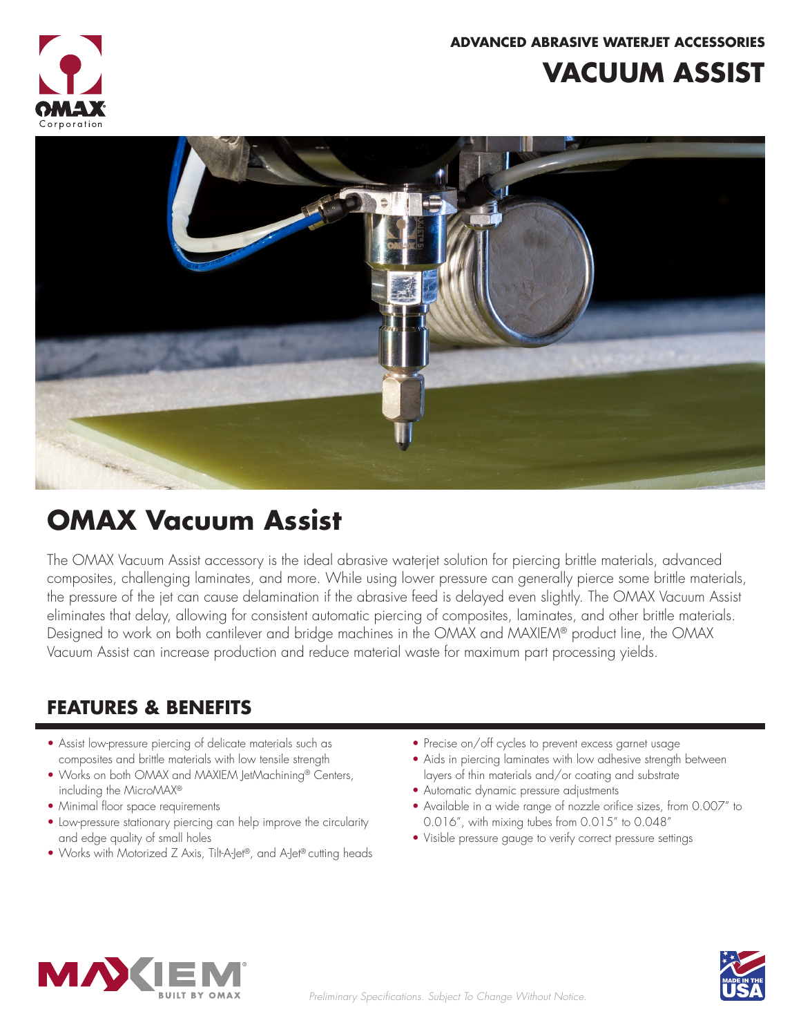**ADVANCED ABRASIVE WATERJET ACCESSORIES**

# VACUUM ASSIST

## OMAX Vacuum Assist

The OMAX Vacuum Assist accessory is the ideal abrasive waterjet solution for piercing brittle materials, advanced composites, challenging laminates, and more. While using lower pressure can generally pierce some brittle materials, the pressure of the jet can cause delamination if the abrasive feed is delayed even slightly. The OMAX Vacuum Assist eliminates that delay, allowing for consistent automatic piercing of composites, laminates, and other brittle materials. Designed to work on both cantilever and bridge machines in the OMAX and MAXIEM® product line, the OMAX Vacuum Assist can increase production and reduce material waste for maximum part processing yields.

## FEATURES & BENEFITS

- Assist low-pressure piercing of delicate materials such as composites and brittle materials with low tensile strength
- Works on both OMAX and MAXIEM JetMachining® Centers, including the MicroMAX®
- Minimal floor space requirements
- Low-pressure stationary piercing can help improve the circularity and edge quality of small holes
- Works with Motorized Z Axis, Tilt-A-Jet®, and A-Jet® cutting heads
- Precise on/off cycles to prevent excess garnet usage
- Aids in piercing laminates with low adhesive strength between layers of thin materials and/or coating and substrate
- Automatic dynamic pressure adjustments
- Available in a wide range of nozzle orifice sizes, from 0.007" to 0.016", with mixing tubes from 0.015" to 0.048"
- Visible pressure gauge to verify correct pressure settings

*Preliminary Specifications. Subject To Change Without Notice.*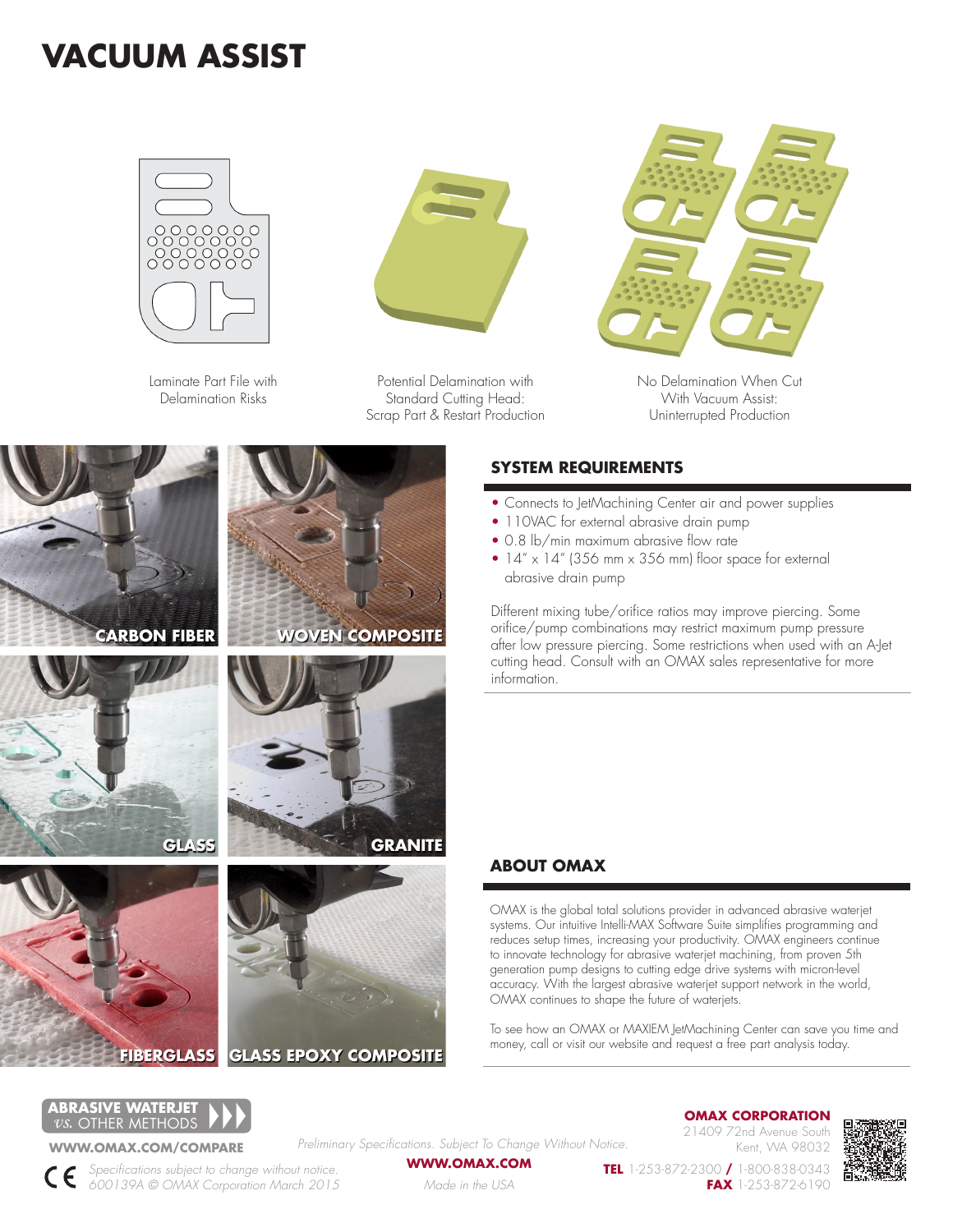# VACUUM ASSIST

Laminate Part File with Delamination Risks

Potential Delamination with Standard Cutting Head: Scrap Part & Restart Production

No Delamination When Cut With Vacuum Assist: Uninterrupted Production

CARBON FIBER

WOVEN COMPOSITE

GLASS

GRANITE

FIBERGLASS

GLASS EPOXY COMPOSITE

## SYSTEM REQUIREMENTS

- Connects to JetMachining Center air and power supplies
- 110VAC for external abrasive drain pump
- 0.8 lb/min maximum abrasive flow rate
- 14" x 14" (356 mm x 356 mm) floor space for external abrasive drain pump

Different mixing tube/orifice ratios may improve piercing. Some orifice/pump combinations may restrict maximum pump pressure after low pressure piercing. Some restrictions when used with an A-Jet cutting head. Consult with an OMAX sales representative for more information.

## ABOUT OMAX

OMAX is the global total solutions provider in advanced abrasive waterjet systems. Our intuitive Intelli-MAX Software Suite simplifies programming and reduces setup times, increasing your productivity. OMAX engineers continue to innovate technology for abrasive waterjet machining, from proven 5th generation pump designs to cutting edge drive systems with micron-level accuracy. With the largest abrasive waterjet support network in the world, OMAX continues to shape the future of waterjets.

To see how an OMAX or MAXIEM JetMachining Center can save you time and money, call or visit our website and request a free part analysis today.

**ABRASIVE WATERJET** *vs.* OTHER METHODS

**WWW.OMAX.COM/COMPARE**

*Preliminary Specifications. Subject To Change Without Notice.*

*Specifications subject to change without notice.*
*600139A © OMAX Corporation March 2015*

**WWW.OMAX.COM**

*Made in the USA*

**OMAX CORPORATION**
21409 72nd Avenue South
Kent, WA 98032

**TEL** 1-253-872-2300 / 1-800-838-0343
**FAX** 1-253-872-6190